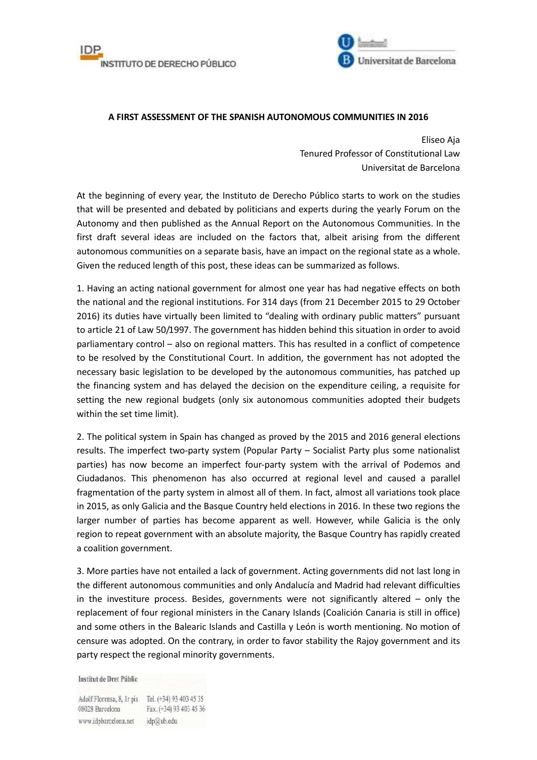**A FIRST ASSESSMENT OF THE SPANISH AUTONOMOUS COMMUNITIES IN 2016**

Eliseo Aja
Tenured Professor of Constitutional Law
Universitat de Barcelona

At the beginning of every year, the Instituto de Derecho Público starts to work on the studies that will be presented and debated by politicians and experts during the yearly Forum on the Autonomy and then published as the Annual Report on the Autonomous Communities. In the first draft several ideas are included on the factors that, albeit arising from the different autonomous communities on a separate basis, have an impact on the regional state as a whole. Given the reduced length of this post, these ideas can be summarized as follows.

1. Having an acting national government for almost one year has had negative effects on both the national and the regional institutions. For 314 days (from 21 December 2015 to 29 October 2016) its duties have virtually been limited to "dealing with ordinary public matters" pursuant to article 21 of Law 50/1997. The government has hidden behind this situation in order to avoid parliamentary control – also on regional matters. This has resulted in a conflict of competence to be resolved by the Constitutional Court. In addition, the government has not adopted the necessary basic legislation to be developed by the autonomous communities, has patched up the financing system and has delayed the decision on the expenditure ceiling, a requisite for setting the new regional budgets (only six autonomous communities adopted their budgets within the set time limit).

2. The political system in Spain has changed as proved by the 2015 and 2016 general elections results. The imperfect two-party system (Popular Party – Socialist Party plus some nationalist parties) has now become an imperfect four-party system with the arrival of Podemos and Ciudadanos. This phenomenon has also occurred at regional level and caused a parallel fragmentation of the party system in almost all of them. In fact, almost all variations took place in 2015, as only Galicia and the Basque Country held elections in 2016. In these two regions the larger number of parties has become apparent as well. However, while Galicia is the only region to repeat government with an absolute majority, the Basque Country has rapidly created a coalition government.

3. More parties have not entailed a lack of government. Acting governments did not last long in the different autonomous communities and only Andalucía and Madrid had relevant difficulties in the investiture process. Besides, governments were not significantly altered – only the replacement of four regional ministers in the Canary Islands (Coalición Canaria is still in office) and some others in the Balearic Islands and Castilla y León is worth mentioning. No motion of censure was adopted. On the contrary, in order to favor stability the Rajoy government and its party respect the regional minority governments.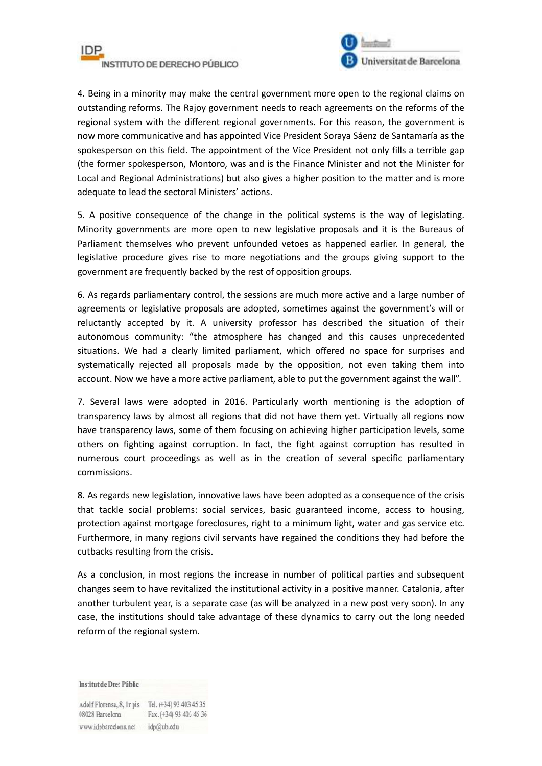4. Being in a minority may make the central government more open to the regional claims on outstanding reforms. The Rajoy government needs to reach agreements on the reforms of the regional system with the different regional governments. For this reason, the government is now more communicative and has appointed Vice President Soraya Sáenz de Santamaría as the spokesperson on this field. The appointment of the Vice President not only fills a terrible gap (the former spokesperson, Montoro, was and is the Finance Minister and not the Minister for Local and Regional Administrations) but also gives a higher position to the matter and is more adequate to lead the sectoral Ministers' actions.

5. A positive consequence of the change in the political systems is the way of legislating. Minority governments are more open to new legislative proposals and it is the Bureaus of Parliament themselves who prevent unfounded vetoes as happened earlier. In general, the legislative procedure gives rise to more negotiations and the groups giving support to the government are frequently backed by the rest of opposition groups.

6. As regards parliamentary control, the sessions are much more active and a large number of agreements or legislative proposals are adopted, sometimes against the government's will or reluctantly accepted by it. A university professor has described the situation of their autonomous community: "the atmosphere has changed and this causes unprecedented situations. We had a clearly limited parliament, which offered no space for surprises and systematically rejected all proposals made by the opposition, not even taking them into account. Now we have a more active parliament, able to put the government against the wall".

7. Several laws were adopted in 2016. Particularly worth mentioning is the adoption of transparency laws by almost all regions that did not have them yet. Virtually all regions now have transparency laws, some of them focusing on achieving higher participation levels, some others on fighting against corruption. In fact, the fight against corruption has resulted in numerous court proceedings as well as in the creation of several specific parliamentary commissions.

8. As regards new legislation, innovative laws have been adopted as a consequence of the crisis that tackle social problems: social services, basic guaranteed income, access to housing, protection against mortgage foreclosures, right to a minimum light, water and gas service etc. Furthermore, in many regions civil servants have regained the conditions they had before the cutbacks resulting from the crisis.

As a conclusion, in most regions the increase in number of political parties and subsequent changes seem to have revitalized the institutional activity in a positive manner. Catalonia, after another turbulent year, is a separate case (as will be analyzed in a new post very soon). In any case, the institutions should take advantage of these dynamics to carry out the long needed reform of the regional system.